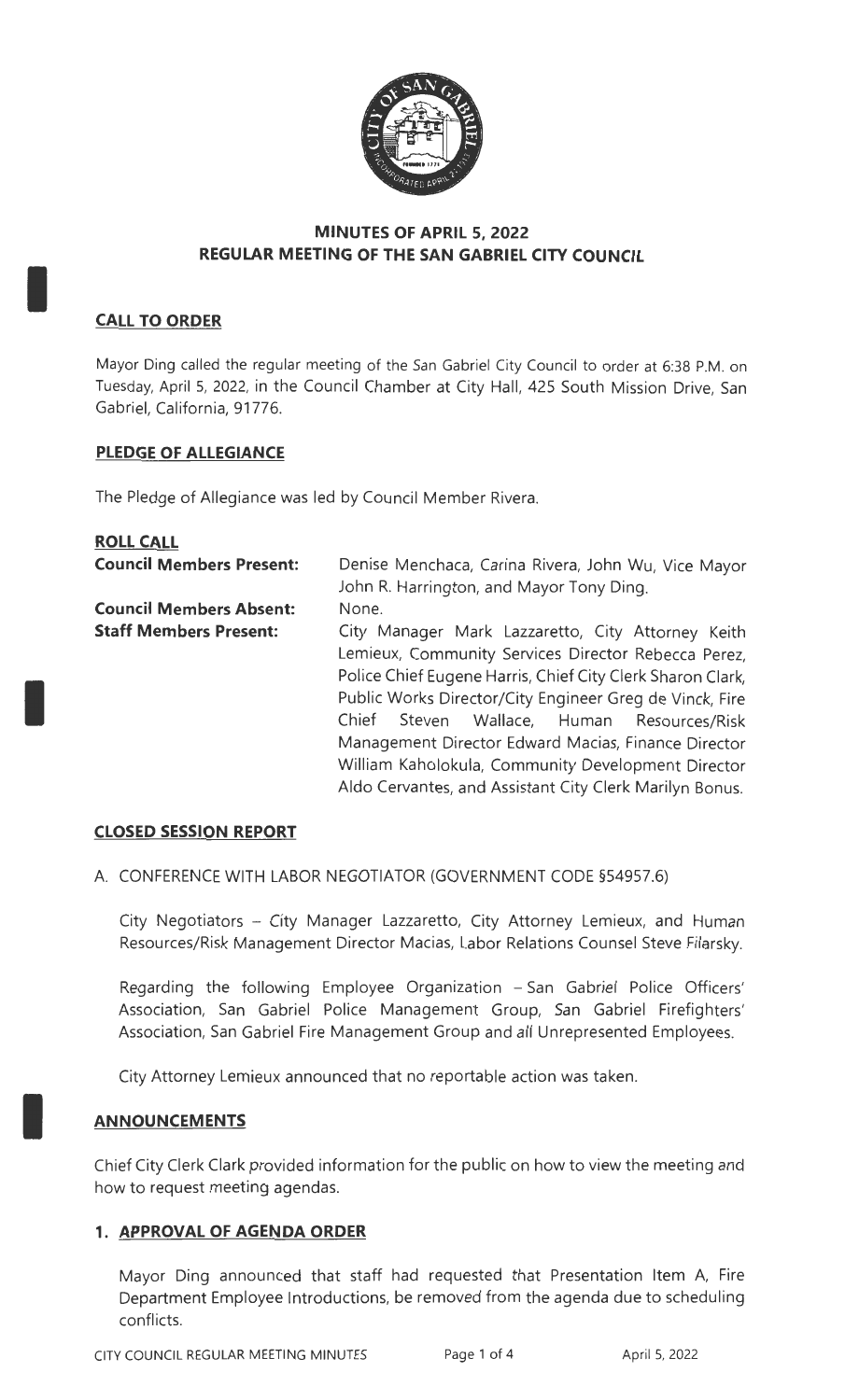## MINUTES OF APRIL 5, 2022
## REGULAR MEETING OF THE SAN GABRIEL CITY COUNCIL

### CALL TO ORDER

Mayor Ding called the regular meeting of the San Gabriel City Council to order at 6:38 P.M. on Tuesday, April 5, 2022, in the Council Chamber at City Hall, 425 South Mission Drive, San Gabriel, California, 91776.

### PLEDGE OF ALLEGIANCE

The Pledge of Allegiance was led by Council Member Rivera.

### ROLL CALL

| | |
|---|---|
| **Council Members Present:** | Denise Menchaca, Carina Rivera, John Wu, Vice Mayor John R. Harrington, and Mayor Tony Ding. |
| **Council Members Absent:** | None. |
| **Staff Members Present:** | City Manager Mark Lazzaretto, City Attorney Keith Lemieux, Community Services Director Rebecca Perez, Police Chief Eugene Harris, Chief City Clerk Sharon Clark, Public Works Director/City Engineer Greg de Vinck, Fire Chief Steven Wallace, Human Resources/Risk Management Director Edward Macias, Finance Director William Kaholokula, Community Development Director Aldo Cervantes, and Assistant City Clerk Marilyn Bonus. |

### CLOSED SESSION REPORT

A. CONFERENCE WITH LABOR NEGOTIATOR (GOVERNMENT CODE §54957.6)

City Negotiators – City Manager Lazzaretto, City Attorney Lemieux, and Human Resources/Risk Management Director Macias, Labor Relations Counsel Steve Filarsky.

Regarding the following Employee Organization – San Gabriel Police Officers' Association, San Gabriel Police Management Group, San Gabriel Firefighters' Association, San Gabriel Fire Management Group and all Unrepresented Employees.

City Attorney Lemieux announced that no reportable action was taken.

### ANNOUNCEMENTS

Chief City Clerk Clark provided information for the public on how to view the meeting and how to request meeting agendas.

### 1. APPROVAL OF AGENDA ORDER

Mayor Ding announced that staff had requested that Presentation Item A, Fire Department Employee Introductions, be removed from the agenda due to scheduling conflicts.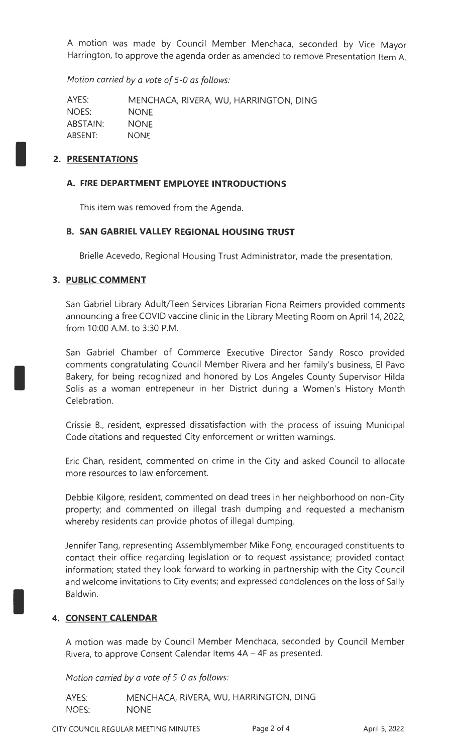A motion was made by Council Member Menchaca, seconded by Vice Mayor Harrington, to approve the agenda order as amended to remove Presentation Item A.

*Motion carried by a vote of 5-0 as follows:*

| | |
|---|---|
| AYES: | MENCHACA, RIVERA, WU, HARRINGTON, DING |
| NOES: | NONE |
| ABSTAIN: | NONE |
| ABSENT: | NONE |

## 2. PRESENTATIONS

### A. FIRE DEPARTMENT EMPLOYEE INTRODUCTIONS

This item was removed from the Agenda.

### B. SAN GABRIEL VALLEY REGIONAL HOUSING TRUST

Brielle Acevedo, Regional Housing Trust Administrator, made the presentation.

## 3. PUBLIC COMMENT

San Gabriel Library Adult/Teen Services Librarian Fiona Reimers provided comments announcing a free COVID vaccine clinic in the Library Meeting Room on April 14, 2022, from 10:00 A.M. to 3:30 P.M.

San Gabriel Chamber of Commerce Executive Director Sandy Rosco provided comments congratulating Council Member Rivera and her family's business, El Pavo Bakery, for being recognized and honored by Los Angeles County Supervisor Hilda Solis as a woman entrepeneur in her District during a Women's History Month Celebration.

Crissie B., resident, expressed dissatisfaction with the process of issuing Municipal Code citations and requested City enforcement or written warnings.

Eric Chan, resident, commented on crime in the City and asked Council to allocate more resources to law enforcement.

Debbie Kilgore, resident, commented on dead trees in her neighborhood on non-City property; and commented on illegal trash dumping and requested a mechanism whereby residents can provide photos of illegal dumping.

Jennifer Tang, representing Assemblymember Mike Fong, encouraged constituents to contact their office regarding legislation or to request assistance; provided contact information; stated they look forward to working in partnership with the City Council and welcome invitations to City events; and expressed condolences on the loss of Sally Baldwin.

## 4. CONSENT CALENDAR

A motion was made by Council Member Menchaca, seconded by Council Member Rivera, to approve Consent Calendar Items 4A – 4F as presented.

*Motion carried by a vote of 5-0 as follows:*

| | |
|---|---|
| AYES: | MENCHACA, RIVERA, WU, HARRINGTON, DING |
| NOES: | NONE |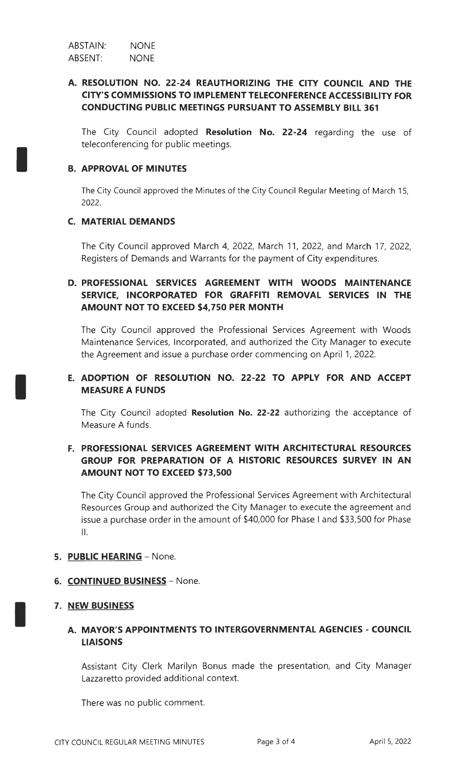ABSTAIN: NONE
ABSENT: NONE

### A. RESOLUTION NO. 22-24 REAUTHORIZING THE CITY COUNCIL AND THE CITY'S COMMISSIONS TO IMPLEMENT TELECONFERENCE ACCESSIBILITY FOR CONDUCTING PUBLIC MEETINGS PURSUANT TO ASSEMBLY BILL 361

The City Council adopted **Resolution No. 22-24** regarding the use of teleconferencing for public meetings.

### B. APPROVAL OF MINUTES

The City Council approved the Minutes of the City Council Regular Meeting of March 15, 2022.

### C. MATERIAL DEMANDS

The City Council approved March 4, 2022, March 11, 2022, and March 17, 2022, Registers of Demands and Warrants for the payment of City expenditures.

### D. PROFESSIONAL SERVICES AGREEMENT WITH WOODS MAINTENANCE SERVICE, INCORPORATED FOR GRAFFITI REMOVAL SERVICES IN THE AMOUNT NOT TO EXCEED $4,750 PER MONTH

The City Council approved the Professional Services Agreement with Woods Maintenance Services, Incorporated, and authorized the City Manager to execute the Agreement and issue a purchase order commencing on April 1, 2022.

### E. ADOPTION OF RESOLUTION NO. 22-22 TO APPLY FOR AND ACCEPT MEASURE A FUNDS

The City Council adopted **Resolution No. 22-22** authorizing the acceptance of Measure A funds.

### F. PROFESSIONAL SERVICES AGREEMENT WITH ARCHITECTURAL RESOURCES GROUP FOR PREPARATION OF A HISTORIC RESOURCES SURVEY IN AN AMOUNT NOT TO EXCEED $73,500

The City Council approved the Professional Services Agreement with Architectural Resources Group and authorized the City Manager to execute the agreement and issue a purchase order in the amount of $40,000 for Phase I and $33,500 for Phase II.

## 5. PUBLIC HEARING – None.

## 6. CONTINUED BUSINESS – None.

## 7. NEW BUSINESS

### A. MAYOR'S APPOINTMENTS TO INTERGOVERNMENTAL AGENCIES - COUNCIL LIAISONS

Assistant City Clerk Marilyn Bonus made the presentation, and City Manager Lazzaretto provided additional context.

There was no public comment.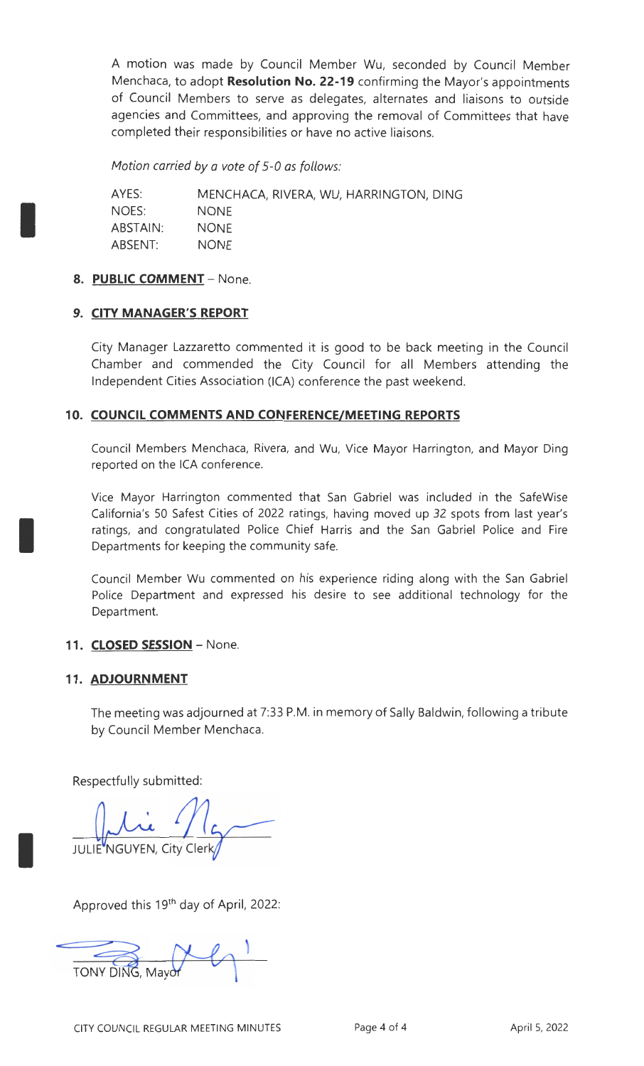A motion was made by Council Member Wu, seconded by Council Member Menchaca, to adopt **Resolution No. 22-19** confirming the Mayor's appointments of Council Members to serve as delegates, alternates and liaisons to outside agencies and Committees, and approving the removal of Committees that have completed their responsibilities or have no active liaisons.

*Motion carried by a vote of 5-0 as follows:*

| | |
|---|---|
| AYES: | MENCHACA, RIVERA, WU, HARRINGTON, DING |
| NOES: | NONE |
| ABSTAIN: | NONE |
| ABSENT: | NONE |

**8. PUBLIC COMMENT** – None.

**9. CITY MANAGER'S REPORT**

City Manager Lazzaretto commented it is good to be back meeting in the Council Chamber and commended the City Council for all Members attending the Independent Cities Association (ICA) conference the past weekend.

**10. COUNCIL COMMENTS AND CONFERENCE/MEETING REPORTS**

Council Members Menchaca, Rivera, and Wu, Vice Mayor Harrington, and Mayor Ding reported on the ICA conference.

Vice Mayor Harrington commented that San Gabriel was included in the SafeWise California's 50 Safest Cities of 2022 ratings, having moved up 32 spots from last year's ratings, and congratulated Police Chief Harris and the San Gabriel Police and Fire Departments for keeping the community safe.

Council Member Wu commented on his experience riding along with the San Gabriel Police Department and expressed his desire to see additional technology for the Department.

**11. CLOSED SESSION** – None.

**11. ADJOURNMENT**

The meeting was adjourned at 7:33 P.M. in memory of Sally Baldwin, following a tribute by Council Member Menchaca.

Respectfully submitted:

JULIE NGUYEN, City Clerk

Approved this 19th day of April, 2022:

TONY DING, Mayor